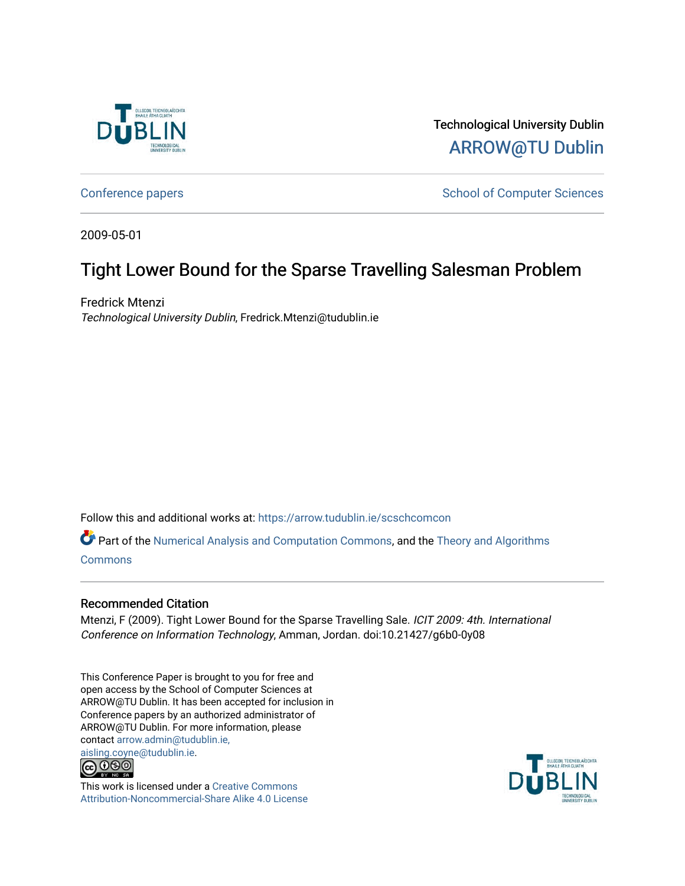Technological University Dublin

ARROW@TU Dublin

Conference papers

School of Computer Sciences

2009-05-01

# Tight Lower Bound for the Sparse Travelling Salesman Problem

Fredrick Mtenzi

*Technological University Dublin*, Fredrick.Mtenzi@tudublin.ie

Follow this and additional works at: https://arrow.tudublin.ie/scschcomcon

Part of the Numerical Analysis and Computation Commons, and the Theory and Algorithms Commons

## Recommended Citation

Mtenzi, F (2009). Tight Lower Bound for the Sparse Travelling Sale. *ICIT 2009: 4th. International Conference on Information Technology*, Amman, Jordan. doi:10.21427/g6b0-0y08

This Conference Paper is brought to you for free and open access by the School of Computer Sciences at ARROW@TU Dublin. It has been accepted for inclusion in Conference papers by an authorized administrator of ARROW@TU Dublin. For more information, please contact arrow.admin@tudublin.ie, aisling.coyne@tudublin.ie.

This work is licensed under a Creative Commons Attribution-Noncommercial-Share Alike 4.0 License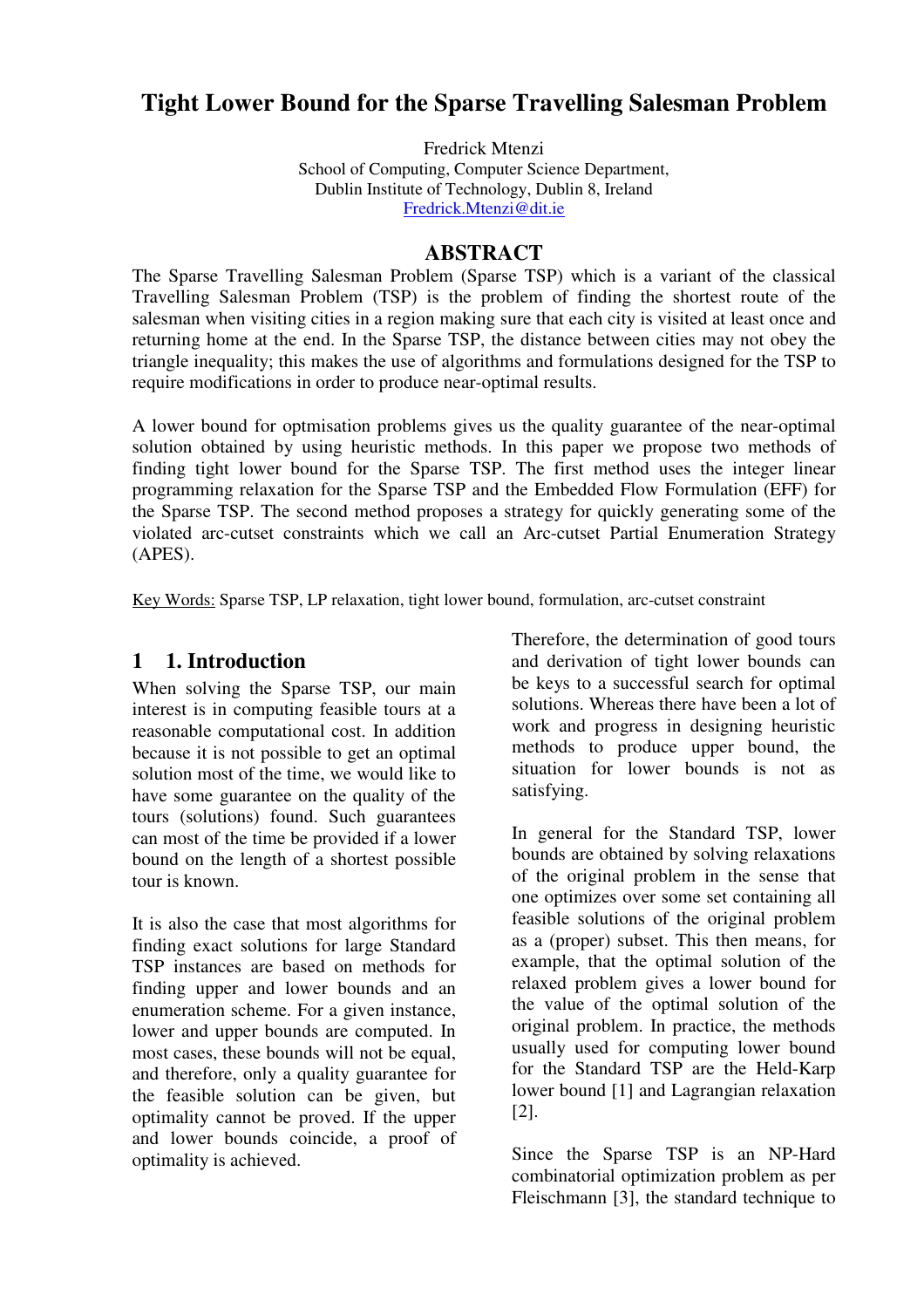# Tight Lower Bound for the Sparse Travelling Salesman Problem

Fredrick Mtenzi
School of Computing, Computer Science Department,
Dublin Institute of Technology, Dublin 8, Ireland
Fredrick.Mtenzi@dit.ie

## ABSTRACT

The Sparse Travelling Salesman Problem (Sparse TSP) which is a variant of the classical Travelling Salesman Problem (TSP) is the problem of finding the shortest route of the salesman when visiting cities in a region making sure that each city is visited at least once and returning home at the end. In the Sparse TSP, the distance between cities may not obey the triangle inequality; this makes the use of algorithms and formulations designed for the TSP to require modifications in order to produce near-optimal results.

A lower bound for optmisation problems gives us the quality guarantee of the near-optimal solution obtained by using heuristic methods. In this paper we propose two methods of finding tight lower bound for the Sparse TSP. The first method uses the integer linear programming relaxation for the Sparse TSP and the Embedded Flow Formulation (EFF) for the Sparse TSP. The second method proposes a strategy for quickly generating some of the violated arc-cutset constraints which we call an Arc-cutset Partial Enumeration Strategy (APES).

Key Words: Sparse TSP, LP relaxation, tight lower bound, formulation, arc-cutset constraint

## 1 1. Introduction

When solving the Sparse TSP, our main interest is in computing feasible tours at a reasonable computational cost. In addition because it is not possible to get an optimal solution most of the time, we would like to have some guarantee on the quality of the tours (solutions) found. Such guarantees can most of the time be provided if a lower bound on the length of a shortest possible tour is known.

It is also the case that most algorithms for finding exact solutions for large Standard TSP instances are based on methods for finding upper and lower bounds and an enumeration scheme. For a given instance, lower and upper bounds are computed. In most cases, these bounds will not be equal, and therefore, only a quality guarantee for the feasible solution can be given, but optimality cannot be proved. If the upper and lower bounds coincide, a proof of optimality is achieved.

Therefore, the determination of good tours and derivation of tight lower bounds can be keys to a successful search for optimal solutions. Whereas there have been a lot of work and progress in designing heuristic methods to produce upper bound, the situation for lower bounds is not as satisfying.

In general for the Standard TSP, lower bounds are obtained by solving relaxations of the original problem in the sense that one optimizes over some set containing all feasible solutions of the original problem as a (proper) subset. This then means, for example, that the optimal solution of the relaxed problem gives a lower bound for the value of the optimal solution of the original problem. In practice, the methods usually used for computing lower bound for the Standard TSP are the Held-Karp lower bound [1] and Lagrangian relaxation [2].

Since the Sparse TSP is an NP-Hard combinatorial optimization problem as per Fleischmann [3], the standard technique to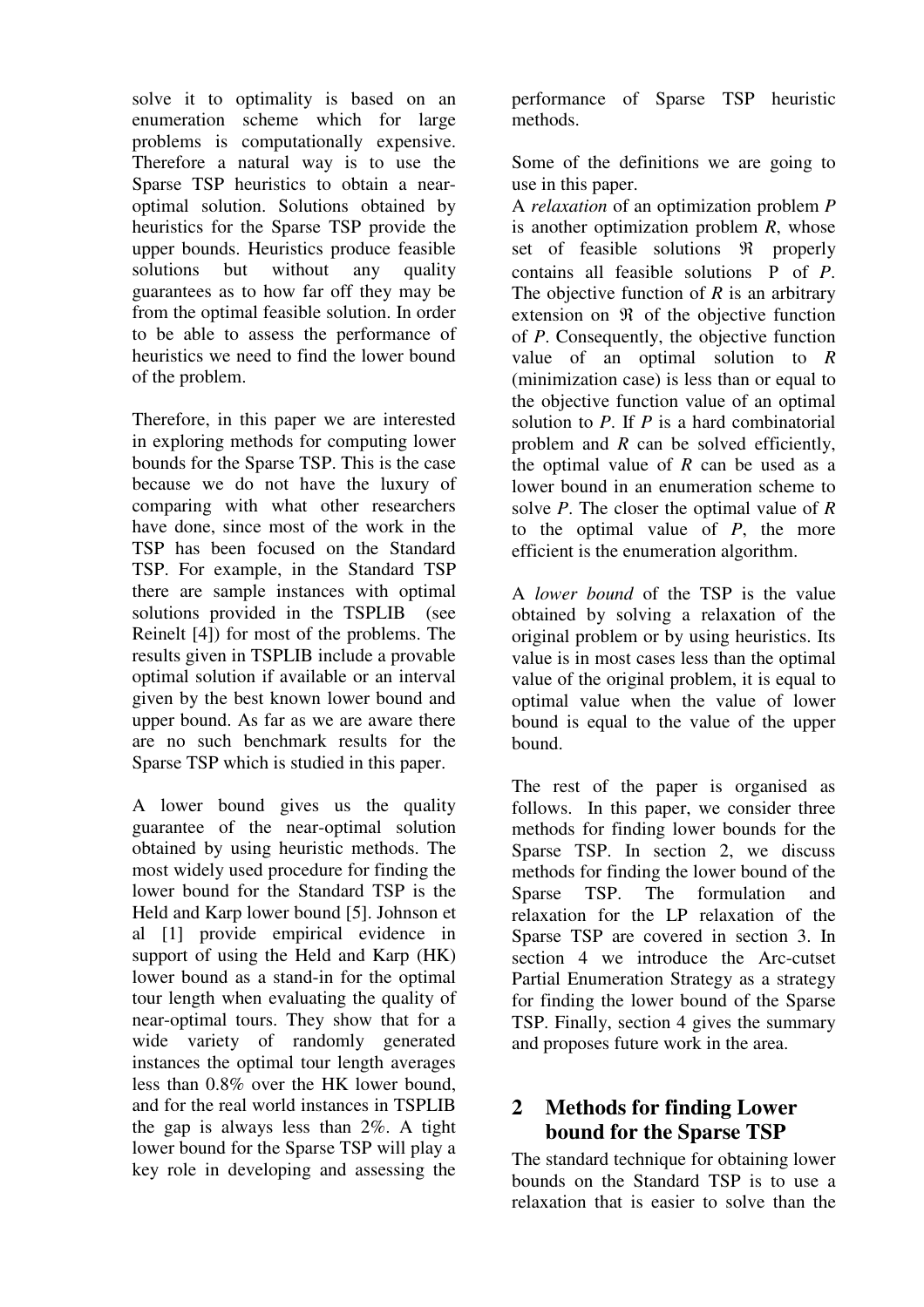solve it to optimality is based on an enumeration scheme which for large problems is computationally expensive. Therefore a natural way is to use the Sparse TSP heuristics to obtain a near-optimal solution. Solutions obtained by heuristics for the Sparse TSP provide the upper bounds. Heuristics produce feasible solutions but without any quality guarantees as to how far off they may be from the optimal feasible solution. In order to be able to assess the performance of heuristics we need to find the lower bound of the problem.

Therefore, in this paper we are interested in exploring methods for computing lower bounds for the Sparse TSP. This is the case because we do not have the luxury of comparing with what other researchers have done, since most of the work in the TSP has been focused on the Standard TSP. For example, in the Standard TSP there are sample instances with optimal solutions provided in the TSPLIB (see Reinelt [4]) for most of the problems. The results given in TSPLIB include a provable optimal solution if available or an interval given by the best known lower bound and upper bound. As far as we are aware there are no such benchmark results for the Sparse TSP which is studied in this paper.

A lower bound gives us the quality guarantee of the near-optimal solution obtained by using heuristic methods. The most widely used procedure for finding the lower bound for the Standard TSP is the Held and Karp lower bound [5]. Johnson et al [1] provide empirical evidence in support of using the Held and Karp (HK) lower bound as a stand-in for the optimal tour length when evaluating the quality of near-optimal tours. They show that for a wide variety of randomly generated instances the optimal tour length averages less than 0.8% over the HK lower bound, and for the real world instances in TSPLIB the gap is always less than 2%. A tight lower bound for the Sparse TSP will play a key role in developing and assessing the performance of Sparse TSP heuristic methods.

Some of the definitions we are going to use in this paper.

A *relaxation* of an optimization problem *P* is another optimization problem *R*, whose set of feasible solutions $\Re$ properly contains all feasible solutions P of *P*. The objective function of *R* is an arbitrary extension on $\Re$ of the objective function of *P*. Consequently, the objective function value of an optimal solution to *R* (minimization case) is less than or equal to the objective function value of an optimal solution to *P*. If *P* is a hard combinatorial problem and *R* can be solved efficiently, the optimal value of *R* can be used as a lower bound in an enumeration scheme to solve *P*. The closer the optimal value of *R* to the optimal value of *P*, the more efficient is the enumeration algorithm.

A *lower bound* of the TSP is the value obtained by solving a relaxation of the original problem or by using heuristics. Its value is in most cases less than the optimal value of the original problem, it is equal to optimal value when the value of lower bound is equal to the value of the upper bound.

The rest of the paper is organised as follows. In this paper, we consider three methods for finding lower bounds for the Sparse TSP. In section 2, we discuss methods for finding the lower bound of the Sparse TSP. The formulation and relaxation for the LP relaxation of the Sparse TSP are covered in section 3. In section 4 we introduce the Arc-cutset Partial Enumeration Strategy as a strategy for finding the lower bound of the Sparse TSP. Finally, section 4 gives the summary and proposes future work in the area.

## 2 Methods for finding Lower bound for the Sparse TSP

The standard technique for obtaining lower bounds on the Standard TSP is to use a relaxation that is easier to solve than the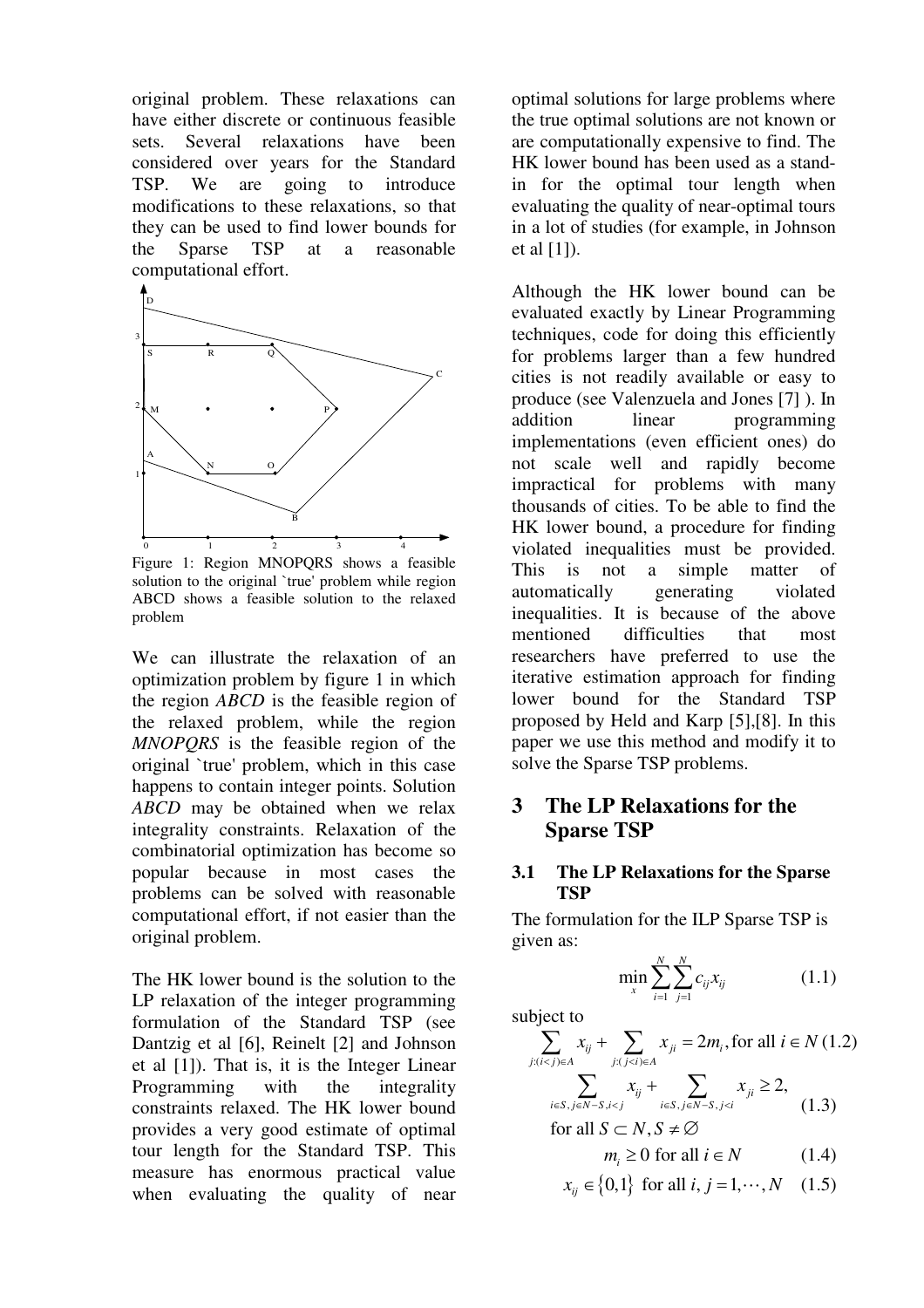original problem. These relaxations can have either discrete or continuous feasible sets. Several relaxations have been considered over years for the Standard TSP. We are going to introduce modifications to these relaxations, so that they can be used to find lower bounds for the Sparse TSP at a reasonable computational effort.

Figure 1: Region MNOPQRS shows a feasible solution to the original `true' problem while region ABCD shows a feasible solution to the relaxed problem

We can illustrate the relaxation of an optimization problem by figure 1 in which the region *ABCD* is the feasible region of the relaxed problem, while the region *MNOPQRS* is the feasible region of the original `true' problem, which in this case happens to contain integer points. Solution *ABCD* may be obtained when we relax integrality constraints. Relaxation of the combinatorial optimization has become so popular because in most cases the problems can be solved with reasonable computational effort, if not easier than the original problem.

The HK lower bound is the solution to the LP relaxation of the integer programming formulation of the Standard TSP (see Dantzig et al [6], Reinelt [2] and Johnson et al [1]). That is, it is the Integer Linear Programming with the integrality constraints relaxed. The HK lower bound provides a very good estimate of optimal tour length for the Standard TSP. This measure has enormous practical value when evaluating the quality of near optimal solutions for large problems where the true optimal solutions are not known or are computationally expensive to find. The HK lower bound has been used as a stand-in for the optimal tour length when evaluating the quality of near-optimal tours in a lot of studies (for example, in Johnson et al [1]).

Although the HK lower bound can be evaluated exactly by Linear Programming techniques, code for doing this efficiently for problems larger than a few hundred cities is not readily available or easy to produce (see Valenzuela and Jones [7] ). In addition linear programming implementations (even efficient ones) do not scale well and rapidly become impractical for problems with many thousands of cities. To be able to find the HK lower bound, a procedure for finding violated inequalities must be provided. This is not a simple matter of automatically generating violated inequalities. It is because of the above mentioned difficulties that most researchers have preferred to use the iterative estimation approach for finding lower bound for the Standard TSP proposed by Held and Karp [5],[8]. In this paper we use this method and modify it to solve the Sparse TSP problems.

## 3 The LP Relaxations for the Sparse TSP

### 3.1 The LP Relaxations for the Sparse TSP

The formulation for the ILP Sparse TSP is given as:

$$\min_{x} \sum_{i=1}^{N} \sum_{j=1}^{N} c_{ij} x_{ij} \tag{1.1}$$

subject to

$$\sum_{j:(i<j)\in A} x_{ij} + \sum_{j:(j<i)\in A} x_{ji} = 2m_i, \text{for all } i \in N \tag{1.2}$$

$$\sum_{i\in S,\, j\in N-S,\, i<j} x_{ij} + \sum_{i\in S,\, j\in N-S,\, j<i} x_{ji} \geq 2, \quad \text{for all } S \subset N, S \neq \varnothing \tag{1.3}$$

$$m_i \geq 0 \text{ for all } i \in N \tag{1.4}$$

$$x_{ij} \in \{0,1\} \text{ for all } i, j = 1, \cdots, N \tag{1.5}$$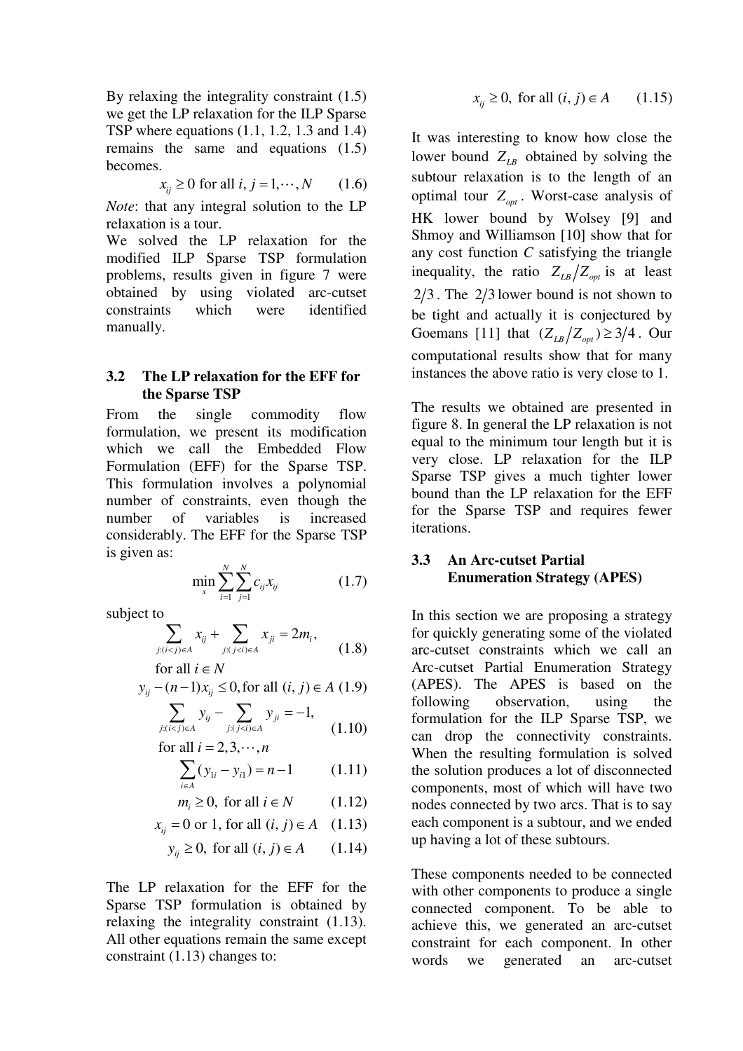By relaxing the integrality constraint (1.5) we get the LP relaxation for the ILP Sparse TSP where equations (1.1, 1.2, 1.3 and 1.4) remains the same and equations (1.5) becomes.

$$x_{ij} \geq 0 \text{ for all } i, j = 1, \cdots, N \qquad (1.6)$$

*Note*: that any integral solution to the LP relaxation is a tour.

We solved the LP relaxation for the modified ILP Sparse TSP formulation problems, results given in figure 7 were obtained by using violated arc-cutset constraints which were identified manually.

### 3.2 The LP relaxation for the EFF for the Sparse TSP

From the single commodity flow formulation, we present its modification which we call the Embedded Flow Formulation (EFF) for the Sparse TSP. This formulation involves a polynomial number of constraints, even though the number of variables is increased considerably. The EFF for the Sparse TSP is given as:

$$\min_{x} \sum_{i=1}^{N} \sum_{j=1}^{N} c_{ij} x_{ij} \qquad (1.7)$$

subject to

$$\sum_{j:(i<j)\in A} x_{ij} + \sum_{j:(j<i)\in A} x_{ji} = 2m_i, \quad \text{for all } i \in N \qquad (1.8)$$

$$y_{ij} - (n-1)x_{ij} \leq 0, \text{for all } (i, j) \in A \quad (1.9)$$

$$\sum_{j:(i<j)\in A} y_{ij} - \sum_{j:(j<i)\in A} y_{ji} = -1, \quad \text{for all } i = 2, 3, \cdots, n \qquad (1.10)$$

$$\sum_{i \in A} (y_{1i} - y_{i1}) = n - 1 \qquad (1.11)$$

$$m_i \geq 0, \text{ for all } i \in N \qquad (1.12)$$

$$x_{ij} = 0 \text{ or } 1, \text{ for all } (i, j) \in A \quad (1.13)$$

$$y_{ij} \geq 0, \text{ for all } (i, j) \in A \qquad (1.14)$$

The LP relaxation for the EFF for the Sparse TSP formulation is obtained by relaxing the integrality constraint (1.13). All other equations remain the same except constraint (1.13) changes to:

$$x_{ij} \geq 0, \text{ for all } (i, j) \in A \qquad (1.15)$$

It was interesting to know how close the lower bound $Z_{LB}$ obtained by solving the subtour relaxation is to the length of an optimal tour $Z_{opt}$. Worst-case analysis of HK lower bound by Wolsey [9] and Shmoy and Williamson [10] show that for any cost function $C$ satisfying the triangle inequality, the ratio $Z_{LB}/Z_{opt}$ is at least $2/3$. The $2/3$ lower bound is not shown to be tight and actually it is conjectured by Goemans [11] that $(Z_{LB}/Z_{opt}) \geq 3/4$. Our computational results show that for many instances the above ratio is very close to 1.

The results we obtained are presented in figure 8. In general the LP relaxation is not equal to the minimum tour length but it is very close. LP relaxation for the ILP Sparse TSP gives a much tighter lower bound than the LP relaxation for the EFF for the Sparse TSP and requires fewer iterations.

### 3.3 An Arc-cutset Partial Enumeration Strategy (APES)

In this section we are proposing a strategy for quickly generating some of the violated arc-cutset constraints which we call an Arc-cutset Partial Enumeration Strategy (APES). The APES is based on the following observation, using the formulation for the ILP Sparse TSP, we can drop the connectivity constraints. When the resulting formulation is solved the solution produces a lot of disconnected components, most of which will have two nodes connected by two arcs. That is to say each component is a subtour, and we ended up having a lot of these subtours.

These components needed to be connected with other components to produce a single connected component. To be able to achieve this, we generated an arc-cutset constraint for each component. In other words we generated an arc-cutset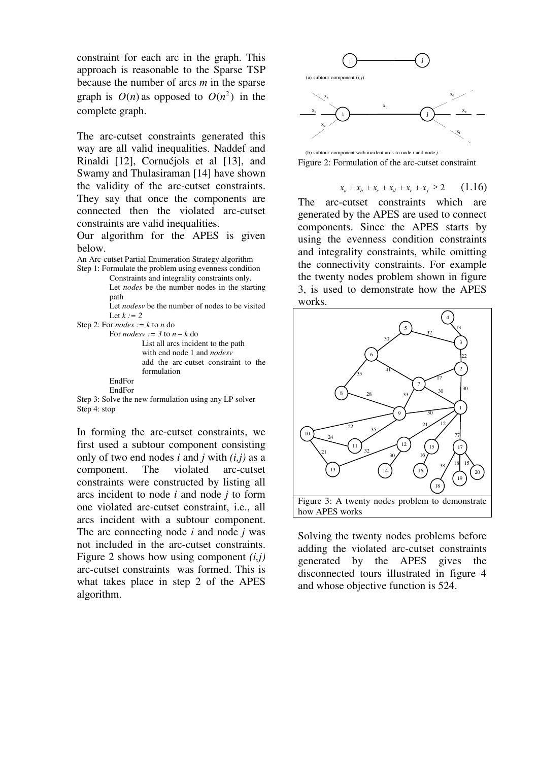constraint for each arc in the graph. This approach is reasonable to the Sparse TSP because the number of arcs *m* in the sparse graph is $O(n)$ as opposed to $O(n^2)$ in the complete graph.

The arc-cutset constraints generated this way are all valid inequalities. Naddef and Rinaldi [12], Cornuéjols et al [13], and Swamy and Thulasiraman [14] have shown the validity of the arc-cutset constraints. They say that once the components are connected then the violated arc-cutset constraints are valid inequalities.

Our algorithm for the APES is given below.

```
An Arc-cutset Partial Enumeration Strategy algorithm
Step 1: Formulate the problem using evenness condition
        Constraints and integrality constraints only.
        Let nodes be the number nodes in the starting
        path
        Let nodesv be the number of nodes to be visited
        Let k := 2
Step 2: For nodes := k to n do
        For nodesv := 3 to n – k do
            List all arcs incident to the path
            with end node 1 and nodesv
            add the arc-cutset constraint to the
            formulation
        EndFor
        EndFor
Step 3: Solve the new formulation using any LP solver
Step 4: stop
```

In forming the arc-cutset constraints, we first used a subtour component consisting only of two end nodes *i* and *j* with *(i,j)* as a component. The violated arc-cutset constraints were constructed by listing all arcs incident to node *i* and node *j* to form one violated arc-cutset constraint, i.e., all arcs incident with a subtour component. The arc connecting node *i* and node *j* was not included in the arc-cutset constraints. Figure 2 shows how using component *(i,j)* arc-cutset constraints was formed. This is what takes place in step 2 of the APES algorithm.

(a) subtour component (*i,j*).

(b) subtour component with incident arcs to node *i* and node *j*.

Figure 2: Formulation of the arc-cutset constraint

$$x_a + x_b + x_c + x_d + x_e + x_f \geq 2 \qquad (1.16)$$

The arc-cutset constraints which are generated by the APES are used to connect components. Since the APES starts by using the evenness condition constraints and integrality constraints, while omitting the connectivity constraints. For example the twenty nodes problem shown in figure 3, is used to demonstrate how the APES works.

Figure 3: A twenty nodes problem to demonstrate how APES works

Solving the twenty nodes problems before adding the violated arc-cutset constraints generated by the APES gives the disconnected tours illustrated in figure 4 and whose objective function is 524.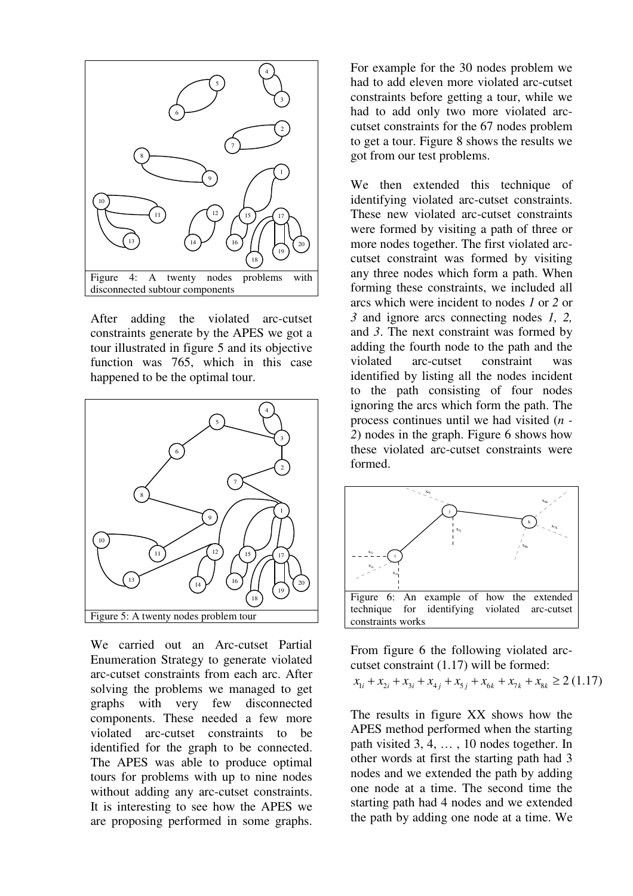Figure 4: A twenty nodes problems with disconnected subtour components

After adding the violated arc-cutset constraints generate by the APES we got a tour illustrated in figure 5 and its objective function was 765, which in this case happened to be the optimal tour.

Figure 5: A twenty nodes problem tour

We carried out an Arc-cutset Partial Enumeration Strategy to generate violated arc-cutset constraints from each arc. After solving the problems we managed to get graphs with very few disconnected components. These needed a few more violated arc-cutset constraints to be identified for the graph to be connected. The APES was able to produce optimal tours for problems with up to nine nodes without adding any arc-cutset constraints. It is interesting to see how the APES we are proposing performed in some graphs. For example for the 30 nodes problem we had to add eleven more violated arc-cutset constraints before getting a tour, while we had to add only two more violated arc-cutset constraints for the 67 nodes problem to get a tour. Figure 8 shows the results we got from our test problems.

We then extended this technique of identifying violated arc-cutset constraints. These new violated arc-cutset constraints were formed by visiting a path of three or more nodes together. The first violated arc-cutset constraint was formed by visiting any three nodes which form a path. When forming these constraints, we included all arcs which were incident to nodes *1* or *2* or *3* and ignore arcs connecting nodes *1, 2,* and *3*. The next constraint was formed by adding the fourth node to the path and the violated arc-cutset constraint was identified by listing all the nodes incident to the path consisting of four nodes ignoring the arcs which form the path. The process continues until we had visited (*n - 2*) nodes in the graph. Figure 6 shows how these violated arc-cutset constraints were formed.

Figure 6: An example of how the extended technique for identifying violated arc-cutset constraints works

From figure 6 the following violated arc-cutset constraint (1.17) will be formed:

$$x_{1i} + x_{2i} + x_{3i} + x_{4j} + x_{5j} + x_{6k} + x_{7k} + x_{8k} \geq 2 \quad (1.17)$$

The results in figure XX shows how the APES method performed when the starting path visited 3, 4, … , 10 nodes together. In other words at first the starting path had 3 nodes and we extended the path by adding one node at a time. The second time the starting path had 4 nodes and we extended the path by adding one node at a time. We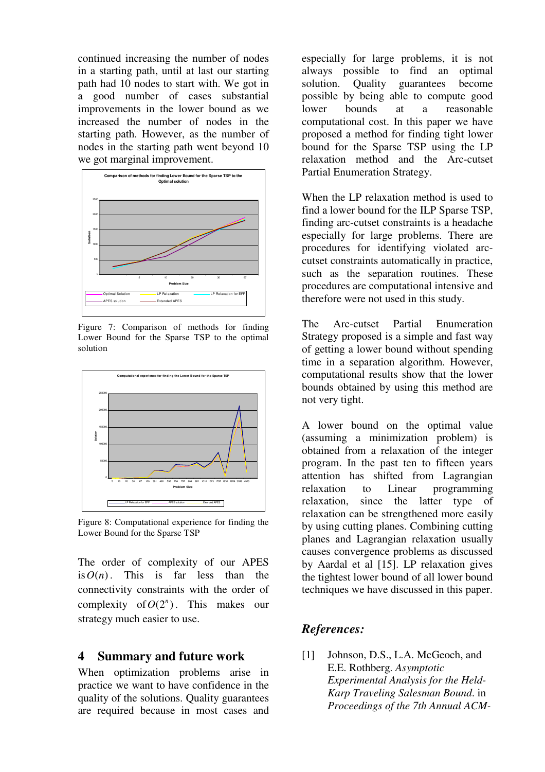continued increasing the number of nodes in a starting path, until at last our starting path had 10 nodes to start with. We got in a good number of cases substantial improvements in the lower bound as we increased the number of nodes in the starting path. However, as the number of nodes in the starting path went beyond 10 we got marginal improvement.

Figure 7: Comparison of methods for finding Lower Bound for the Sparse TSP to the optimal solution

Figure 8: Computational experience for finding the Lower Bound for the Sparse TSP

The order of complexity of our APES is $O(n)$. This is far less than the connectivity constraints with the order of complexity of $O(2^n)$. This makes our strategy much easier to use.

## 4 Summary and future work

When optimization problems arise in practice we want to have confidence in the quality of the solutions. Quality guarantees are required because in most cases and especially for large problems, it is not always possible to find an optimal solution. Quality guarantees become possible by being able to compute good lower bounds at a reasonable computational cost. In this paper we have proposed a method for finding tight lower bound for the Sparse TSP using the LP relaxation method and the Arc-cutset Partial Enumeration Strategy.

When the LP relaxation method is used to find a lower bound for the ILP Sparse TSP, finding arc-cutset constraints is a headache especially for large problems. There are procedures for identifying violated arc-cutset constraints automatically in practice, such as the separation routines. These procedures are computational intensive and therefore were not used in this study.

The Arc-cutset Partial Enumeration Strategy proposed is a simple and fast way of getting a lower bound without spending time in a separation algorithm. However, computational results show that the lower bounds obtained by using this method are not very tight.

A lower bound on the optimal value (assuming a minimization problem) is obtained from a relaxation of the integer program. In the past ten to fifteen years attention has shifted from Lagrangian relaxation to Linear programming relaxation, since the latter type of relaxation can be strengthened more easily by using cutting planes. Combining cutting planes and Lagrangian relaxation usually causes convergence problems as discussed by Aardal et al [15]. LP relaxation gives the tightest lower bound of all lower bound techniques we have discussed in this paper.

## *References:*

[1] Johnson, D.S., L.A. McGeoch, and E.E. Rothberg. *Asymptotic Experimental Analysis for the Held-Karp Traveling Salesman Bound*. in *Proceedings of the 7th Annual ACM-*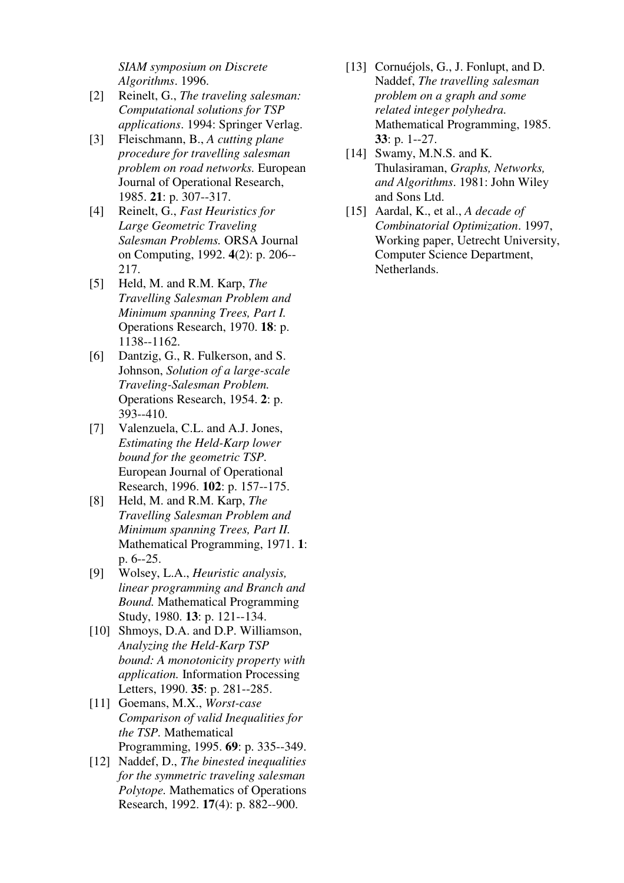*SIAM symposium on Discrete Algorithms*. 1996.

[2] Reinelt, G., *The traveling salesman: Computational solutions for TSP applications*. 1994: Springer Verlag.

[3] Fleischmann, B., *A cutting plane procedure for travelling salesman problem on road networks.* European Journal of Operational Research, 1985. **21**: p. 307--317.

[4] Reinelt, G., *Fast Heuristics for Large Geometric Traveling Salesman Problems.* ORSA Journal on Computing, 1992. **4**(2): p. 206--217.

[5] Held, M. and R.M. Karp, *The Travelling Salesman Problem and Minimum spanning Trees, Part I.* Operations Research, 1970. **18**: p. 1138--1162.

[6] Dantzig, G., R. Fulkerson, and S. Johnson, *Solution of a large-scale Traveling-Salesman Problem.* Operations Research, 1954. **2**: p. 393--410.

[7] Valenzuela, C.L. and A.J. Jones, *Estimating the Held-Karp lower bound for the geometric TSP.* European Journal of Operational Research, 1996. **102**: p. 157--175.

[8] Held, M. and R.M. Karp, *The Travelling Salesman Problem and Minimum spanning Trees, Part II.* Mathematical Programming, 1971. **1**: p. 6--25.

[9] Wolsey, L.A., *Heuristic analysis, linear programming and Branch and Bound.* Mathematical Programming Study, 1980. **13**: p. 121--134.

[10] Shmoys, D.A. and D.P. Williamson, *Analyzing the Held-Karp TSP bound: A monotonicity property with application.* Information Processing Letters, 1990. **35**: p. 281--285.

[11] Goemans, M.X., *Worst-case Comparison of valid Inequalities for the TSP.* Mathematical Programming, 1995. **69**: p. 335--349.

[12] Naddef, D., *The binested inequalities for the symmetric traveling salesman Polytope.* Mathematics of Operations Research, 1992. **17**(4): p. 882--900.

[13] Cornuéjols, G., J. Fonlupt, and D. Naddef, *The travelling salesman problem on a graph and some related integer polyhedra.* Mathematical Programming, 1985. **33**: p. 1--27.

[14] Swamy, M.N.S. and K. Thulasiraman, *Graphs, Networks, and Algorithms*. 1981: John Wiley and Sons Ltd.

[15] Aardal, K., et al., *A decade of Combinatorial Optimization*. 1997, Working paper, Uetrecht University, Computer Science Department, Netherlands.